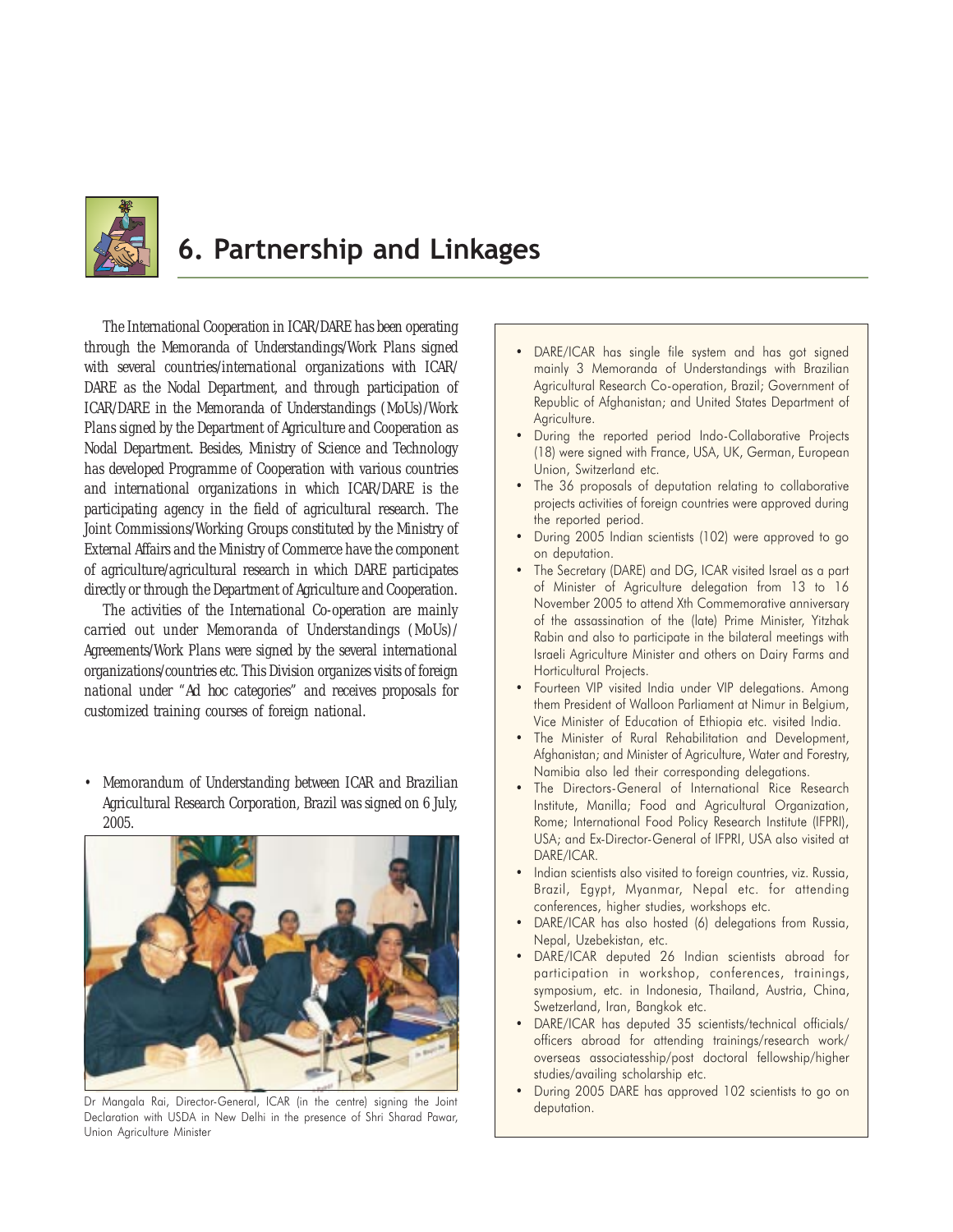# 6. Partnership and Linkages

The International Cooperation in ICAR/DARE has been operating through the Memoranda of Understandings/Work Plans signed with several countries/international organizations with ICAR/DARE as the Nodal Department, and through participation of ICAR/DARE in the Memoranda of Understandings (MoUs)/Work Plans signed by the Department of Agriculture and Cooperation as Nodal Department. Besides, Ministry of Science and Technology has developed Programme of Cooperation with various countries and international organizations in which ICAR/DARE is the participating agency in the field of agricultural research. The Joint Commissions/Working Groups constituted by the Ministry of External Affairs and the Ministry of Commerce have the component of agriculture/agricultural research in which DARE participates directly or through the Department of Agriculture and Cooperation.

The activities of the International Co-operation are mainly carried out under Memoranda of Understandings (MoUs)/ Agreements/Work Plans were signed by the several international organizations/countries etc. This Division organizes visits of foreign national under "Ad hoc categories" and receives proposals for customized training courses of foreign national.

- Memorandum of Understanding between ICAR and Brazilian Agricultural Research Corporation, Brazil was signed on 6 July, 2005.

Dr Mangala Rai, Director-General, ICAR (in the centre) signing the Joint Declaration with USDA in New Delhi in the presence of Shri Sharad Pawar, Union Agriculture Minister

- DARE/ICAR has single file system and has got signed mainly 3 Memoranda of Understandings with Brazilian Agricultural Research Co-operation, Brazil; Government of Republic of Afghanistan; and United States Department of Agriculture.
- During the reported period Indo-Collaborative Projects (18) were signed with France, USA, UK, German, European Union, Switzerland etc.
- The 36 proposals of deputation relating to collaborative projects activities of foreign countries were approved during the reported period.
- During 2005 Indian scientists (102) were approved to go on deputation.
- The Secretary (DARE) and DG, ICAR visited Israel as a part of Minister of Agriculture delegation from 13 to 16 November 2005 to attend Xth Commemorative anniversary of the assassination of the (late) Prime Minister, Yitzhak Rabin and also to participate in the bilateral meetings with Israeli Agriculture Minister and others on Dairy Farms and Horticultural Projects.
- Fourteen VIP visited India under VIP delegations. Among them President of Walloon Parliament at Nimur in Belgium, Vice Minister of Education of Ethiopia etc. visited India.
- The Minister of Rural Rehabilitation and Development, Afghanistan; and Minister of Agriculture, Water and Forestry, Namibia also led their corresponding delegations.
- The Directors-General of International Rice Research Institute, Manilla; Food and Agricultural Organization, Rome; International Food Policy Research Institute (IFPRI), USA; and Ex-Director-General of IFPRI, USA also visited at DARE/ICAR.
- Indian scientists also visited to foreign countries, viz. Russia, Brazil, Egypt, Myanmar, Nepal etc. for attending conferences, higher studies, workshops etc.
- DARE/ICAR has also hosted (6) delegations from Russia, Nepal, Uzebekistan, etc.
- DARE/ICAR deputed 26 Indian scientists abroad for participation in workshop, conferences, trainings, symposium, etc. in Indonesia, Thailand, Austria, China, Swetzerland, Iran, Bangkok etc.
- DARE/ICAR has deputed 35 scientists/technical officials/ officers abroad for attending trainings/research work/ overseas associatesship/post doctoral fellowship/higher studies/availing scholarship etc.
- During 2005 DARE has approved 102 scientists to go on deputation.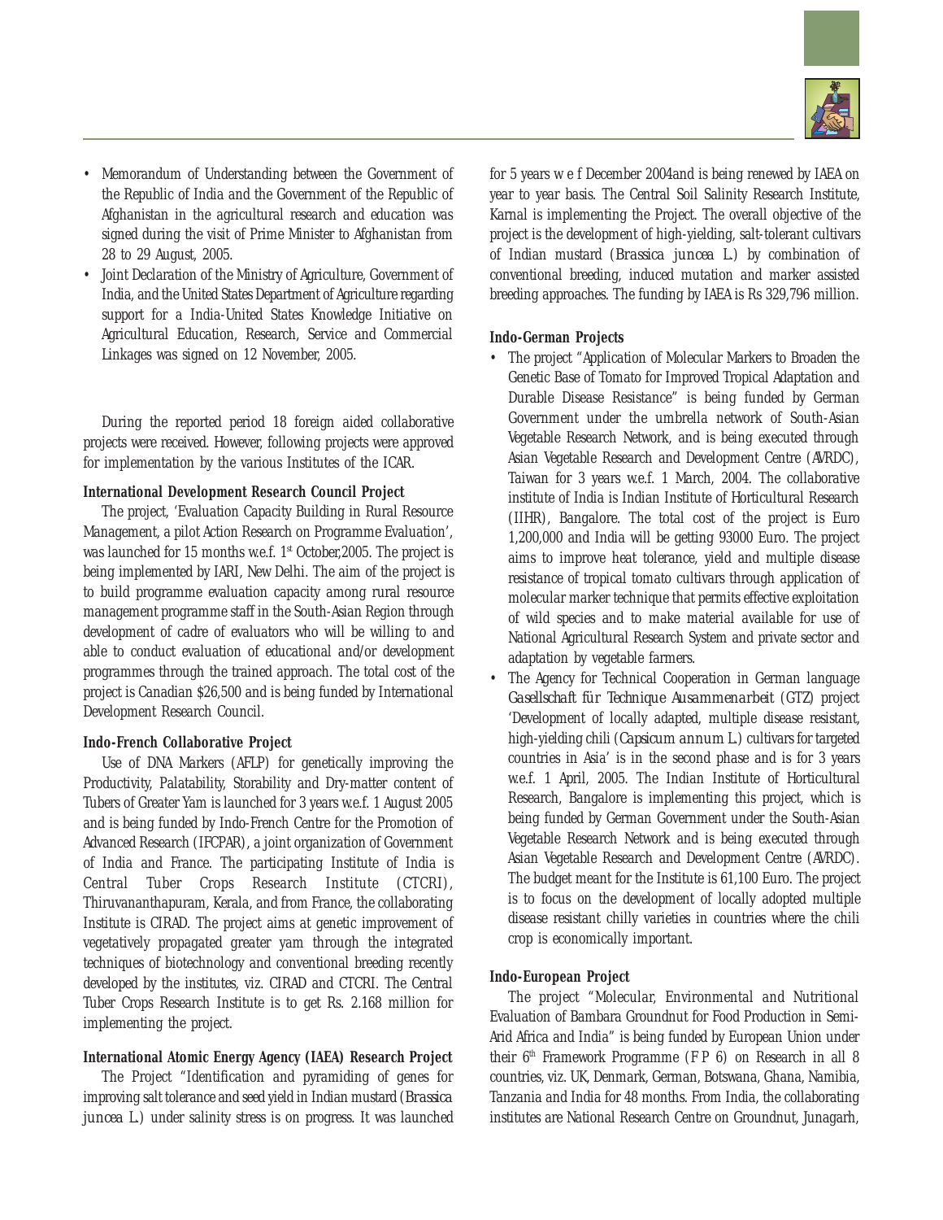- Memorandum of Understanding between the Government of the Republic of India and the Government of the Republic of Afghanistan in the agricultural research and education was signed during the visit of Prime Minister to Afghanistan from 28 to 29 August, 2005.
- Joint Declaration of the Ministry of Agriculture, Government of India, and the United States Department of Agriculture regarding support for a India-United States Knowledge Initiative on Agricultural Education, Research, Service and Commercial Linkages was signed on 12 November, 2005.

During the reported period 18 foreign aided collaborative projects were received. However, following projects were approved for implementation by the various Institutes of the ICAR.

**International Development Research Council Project**

The project, 'Evaluation Capacity Building in Rural Resource Management, a pilot Action Research on Programme Evaluation', was launched for 15 months w.e.f. 1st October,2005. The project is being implemented by IARI, New Delhi. The aim of the project is to build programme evaluation capacity among rural resource management programme staff in the South-Asian Region through development of cadre of evaluators who will be willing to and able to conduct evaluation of educational and/or development programmes through the trained approach. The total cost of the project is Canadian $26,500 and is being funded by International Development Research Council.

**Indo-French Collaborative Project**

Use of DNA Markers (AFLP) for genetically improving the Productivity, Palatability, Storability and Dry-matter content of Tubers of Greater Yam is launched for 3 years w.e.f. 1 August 2005 and is being funded by Indo-French Centre for the Promotion of Advanced Research (IFCPAR), a joint organization of Government of India and France. The participating Institute of India is Central Tuber Crops Research Institute (CTCRI), Thiruvananthapuram, Kerala, and from France, the collaborating Institute is CIRAD. The project aims at genetic improvement of vegetatively propagated greater yam through the integrated techniques of biotechnology and conventional breeding recently developed by the institutes, viz. CIRAD and CTCRI. The Central Tuber Crops Research Institute is to get Rs. 2.168 million for implementing the project.

**International Atomic Energy Agency (IAEA) Research Project**

The Project "Identification and pyramiding of genes for improving salt tolerance and seed yield in Indian mustard (*Brassica juncea* L.) under salinity stress is on progress. It was launched for 5 years w e f December 2004and is being renewed by IAEA on year to year basis. The Central Soil Salinity Research Institute, Karnal is implementing the Project. The overall objective of the project is the development of high-yielding, salt-tolerant cultivars of Indian mustard (*Brassica juncea* L.) by combination of conventional breeding, induced mutation and marker assisted breeding approaches. The funding by IAEA is Rs 329,796 million.

**Indo-German Projects**

- The project "Application of Molecular Markers to Broaden the Genetic Base of Tomato for Improved Tropical Adaptation and Durable Disease Resistance" is being funded by German Government under the umbrella network of South-Asian Vegetable Research Network, and is being executed through Asian Vegetable Research and Development Centre (AVRDC), Taiwan for 3 years w.e.f. 1 March, 2004. The collaborative institute of India is Indian Institute of Horticultural Research (IIHR), Bangalore. The total cost of the project is Euro 1,200,000 and India will be getting 93000 Euro. The project aims to improve heat tolerance, yield and multiple disease resistance of tropical tomato cultivars through application of molecular marker technique that permits effective exploitation of wild species and to make material available for use of National Agricultural Research System and private sector and adaptation by vegetable farmers.
- The Agency for Technical Cooperation in German language *Gasellschaft für Technique Ausammenarbeit* (GTZ) project 'Development of locally adapted, multiple disease resistant, high-yielding chili (*Capsicum annum* L.) cultivars for targeted countries in Asia' is in the second phase and is for 3 years w.e.f. 1 April, 2005. The Indian Institute of Horticultural Research, Bangalore is implementing this project, which is being funded by German Government under the South-Asian Vegetable Research Network and is being executed through Asian Vegetable Research and Development Centre (AVRDC). The budget meant for the Institute is 61,100 Euro. The project is to focus on the development of locally adopted multiple disease resistant chilly varieties in countries where the chili crop is economically important.

**Indo-European Project**

The project "Molecular, Environmental and Nutritional Evaluation of Bambara Groundnut for Food Production in Semi-Arid Africa and India" is being funded by European Union under their 6th Framework Programme (F P 6) on Research in all 8 countries, viz. UK, Denmark, German, Botswana, Ghana, Namibia, Tanzania and India for 48 months. From India, the collaborating institutes are National Research Centre on Groundnut, Junagarh,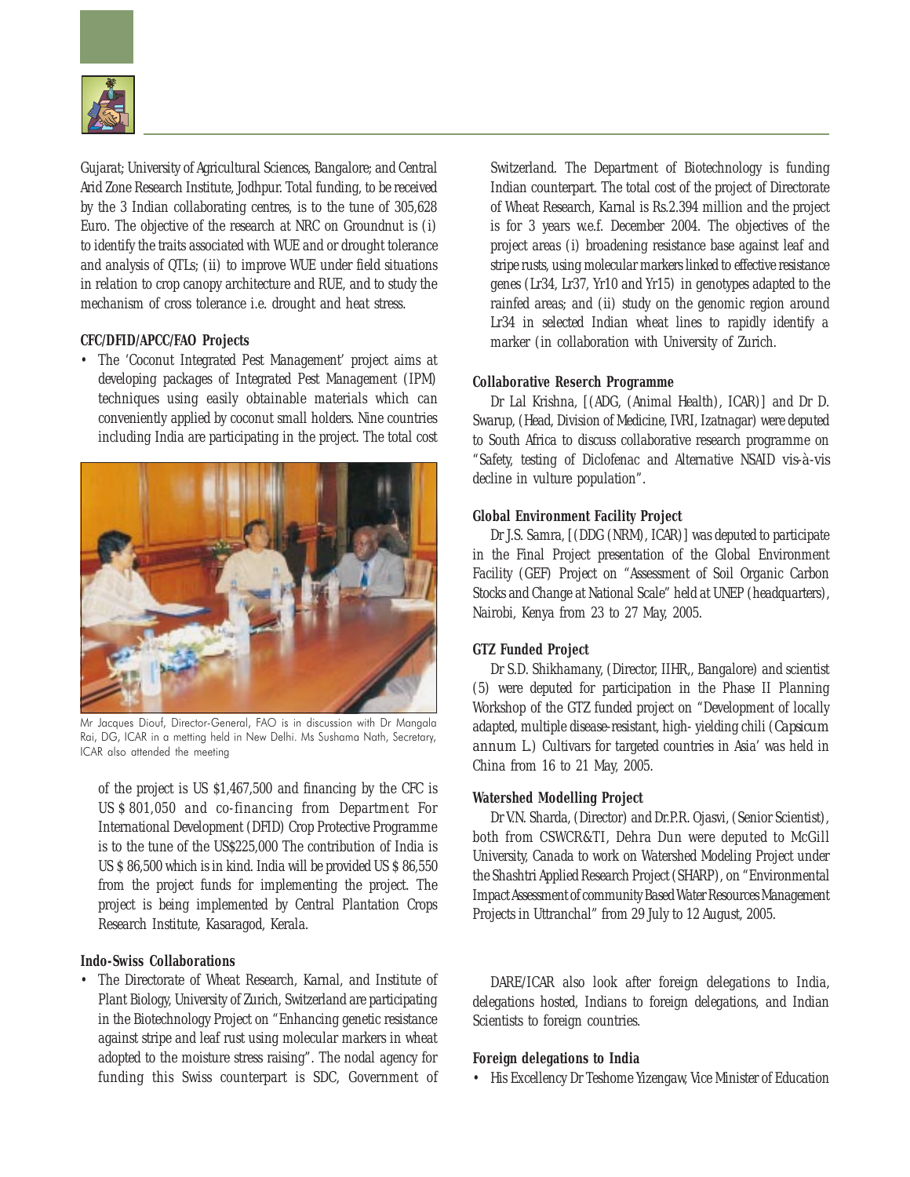Gujarat; University of Agricultural Sciences, Bangalore; and Central Arid Zone Research Institute, Jodhpur. Total funding, to be received by the 3 Indian collaborating centres, is to the tune of 305,628 Euro. The objective of the research at NRC on Groundnut is (i) to identify the traits associated with WUE and or drought tolerance and analysis of QTLs; (ii) to improve WUE under field situations in relation to crop canopy architecture and RUE, and to study the mechanism of cross tolerance i.e. drought and heat stress.

**CFC/DFID/APCC/FAO Projects**

- The 'Coconut Integrated Pest Management' project aims at developing packages of Integrated Pest Management (IPM) techniques using easily obtainable materials which can conveniently applied by coconut small holders. Nine countries including India are participating in the project. The total cost of the project is US $1,467,500 and financing by the CFC is US $ 801,050 and co-financing from Department For International Development (DFID) Crop Protective Programme is to the tune of the US$225,000 The contribution of India is US $ 86,500 which is in kind. India will be provided US $ 86,550 from the project funds for implementing the project. The project is being implemented by Central Plantation Crops Research Institute, Kasaragod, Kerala.

Mr Jacques Diouf, Director-General, FAO is in discussion with Dr Mangala Rai, DG, ICAR in a metting held in New Delhi. Ms Sushama Nath, Secretary, ICAR also attended the meeting

**Indo-Swiss Collaborations**

- The Directorate of Wheat Research, Karnal, and Institute of Plant Biology, University of Zurich, Switzerland are participating in the Biotechnology Project on "Enhancing genetic resistance against stripe and leaf rust using molecular markers in wheat adopted to the moisture stress raising". The nodal agency for funding this Swiss counterpart is SDC, Government of Switzerland. The Department of Biotechnology is funding Indian counterpart. The total cost of the project of Directorate of Wheat Research, Karnal is Rs.2.394 million and the project is for 3 years w.e.f. December 2004. The objectives of the project areas (i) broadening resistance base against leaf and stripe rusts, using molecular markers linked to effective resistance genes (Lr34, Lr37, Yr10 and Yr15) in genotypes adapted to the rainfed areas; and (ii) study on the genomic region around Lr34 in selected Indian wheat lines to rapidly identify a marker (in collaboration with University of Zurich.

**Collaborative Reserch Programme**

Dr Lal Krishna, [(ADG, (Animal Health), ICAR)] and Dr D. Swarup, (Head, Division of Medicine, IVRI, Izatnagar) were deputed to South Africa to discuss collaborative research programme on "Safety, testing of Diclofenac and Alternative NSAID vis-à-vis decline in vulture population".

**Global Environment Facility Project**

Dr J.S. Samra, [(DDG (NRM), ICAR)] was deputed to participate in the Final Project presentation of the Global Environment Facility (GEF) Project on "Assessment of Soil Organic Carbon Stocks and Change at National Scale" held at UNEP (headquarters), Nairobi, Kenya from 23 to 27 May, 2005.

**GTZ Funded Project**

Dr S.D. Shikhamany, (Director, IIHR,, Bangalore) and scientist (5) were deputed for participation in the Phase II Planning Workshop of the GTZ funded project on "Development of locally adapted, multiple disease-resistant, high- yielding chili (*Capsicum annum* L.) Cultivars for targeted countries in Asia' was held in China from 16 to 21 May, 2005.

**Watershed Modelling Project**

Dr V.N. Sharda, (Director) and Dr.P.R. Ojasvi, (Senior Scientist), both from CSWCR&TI, Dehra Dun were deputed to McGill University, Canada to work on Watershed Modeling Project under the Shashtri Applied Research Project (SHARP), on "Environmental Impact Assessment of community Based Water Resources Management Projects in Uttranchal" from 29 July to 12 August, 2005.

DARE/ICAR also look after foreign delegations to India, delegations hosted, Indians to foreign delegations, and Indian Scientists to foreign countries.

**Foreign delegations to India**

- His Excellency Dr Teshome Yizengaw, Vice Minister of Education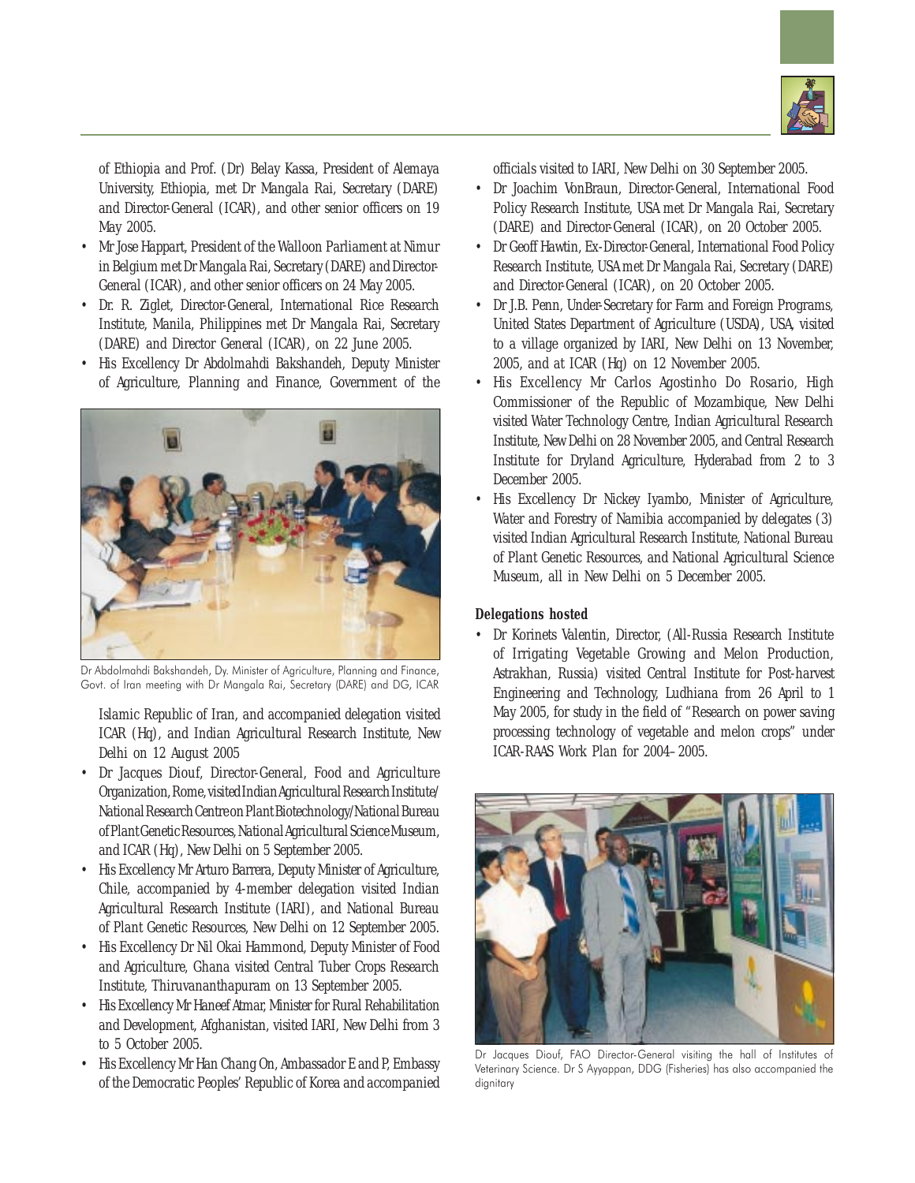of Ethiopia and Prof. (Dr) Belay Kassa, President of Alemaya University, Ethiopia, met Dr Mangala Rai, Secretary (DARE) and Director-General (ICAR), and other senior officers on 19 May 2005.

- Mr Jose Happart, President of the Walloon Parliament at Nimur in Belgium met Dr Mangala Rai, Secretary (DARE) and Director-General (ICAR), and other senior officers on 24 May 2005.
- Dr. R. Ziglet, Director-General, International Rice Research Institute, Manila, Philippines met Dr Mangala Rai, Secretary (DARE) and Director General (ICAR), on 22 June 2005.
- His Excellency Dr Abdolmahdi Bakshandeh, Deputy Minister of Agriculture, Planning and Finance, Government of the Islamic Republic of Iran, and accompanied delegation visited ICAR (Hq), and Indian Agricultural Research Institute, New Delhi on 12 August 2005

Dr Abdolmahdi Bakshandeh, Dy. Minister of Agriculture, Planning and Finance, Govt. of Iran meeting with Dr Mangala Rai, Secretary (DARE) and DG, ICAR

- Dr Jacques Diouf, Director-General, Food and Agriculture Organization, Rome, visited Indian Agricultural Research Institute/ National Research Centre on Plant Biotechnology/National Bureau of Plant Genetic Resources, National Agricultural Science Museum, and ICAR (Hq), New Delhi on 5 September 2005.
- His Excellency Mr Arturo Barrera, Deputy Minister of Agriculture, Chile, accompanied by 4-member delegation visited Indian Agricultural Research Institute (IARI), and National Bureau of Plant Genetic Resources, New Delhi on 12 September 2005.
- His Excellency Dr Nil Okai Hammond, Deputy Minister of Food and Agriculture, Ghana visited Central Tuber Crops Research Institute, Thiruvananthapuram on 13 September 2005.
- His Excellency Mr Haneef Atmar, Minister for Rural Rehabilitation and Development, Afghanistan, visited IARI, New Delhi from 3 to 5 October 2005.
- His Excellency Mr Han Chang On, Ambassador E and P, Embassy of the Democratic Peoples' Republic of Korea and accompanied officials visited to IARI, New Delhi on 30 September 2005.
- Dr Joachim VonBraun, Director-General, International Food Policy Research Institute, USA met Dr Mangala Rai, Secretary (DARE) and Director-General (ICAR), on 20 October 2005.
- Dr Geoff Hawtin, Ex-Director-General, International Food Policy Research Institute, USA met Dr Mangala Rai, Secretary (DARE) and Director-General (ICAR), on 20 October 2005.
- Dr J.B. Penn, Under-Secretary for Farm and Foreign Programs, United States Department of Agriculture (USDA), USA, visited to a village organized by IARI, New Delhi on 13 November, 2005, and at ICAR (Hq) on 12 November 2005.
- His Excellency Mr Carlos Agostinho Do Rosario, High Commissioner of the Republic of Mozambique, New Delhi visited Water Technology Centre, Indian Agricultural Research Institute, New Delhi on 28 November 2005, and Central Research Institute for Dryland Agriculture, Hyderabad from 2 to 3 December 2005.
- His Excellency Dr Nickey Iyambo, Minister of Agriculture, Water and Forestry of Namibia accompanied by delegates (3) visited Indian Agricultural Research Institute, National Bureau of Plant Genetic Resources, and National Agricultural Science Museum, all in New Delhi on 5 December 2005.

**Delegations hosted**

- Dr Korinets Valentin, Director, (All-Russia Research Institute of Irrigating Vegetable Growing and Melon Production, Astrakhan, Russia) visited Central Institute for Post-harvest Engineering and Technology, Ludhiana from 26 April to 1 May 2005, for study in the field of "Research on power saving processing technology of vegetable and melon crops" under ICAR-RAAS Work Plan for 2004–2005.

Dr Jacques Diouf, FAO Director-General visiting the hall of Institutes of Veterinary Science. Dr S Ayyappan, DDG (Fisheries) has also accompanied the dignitary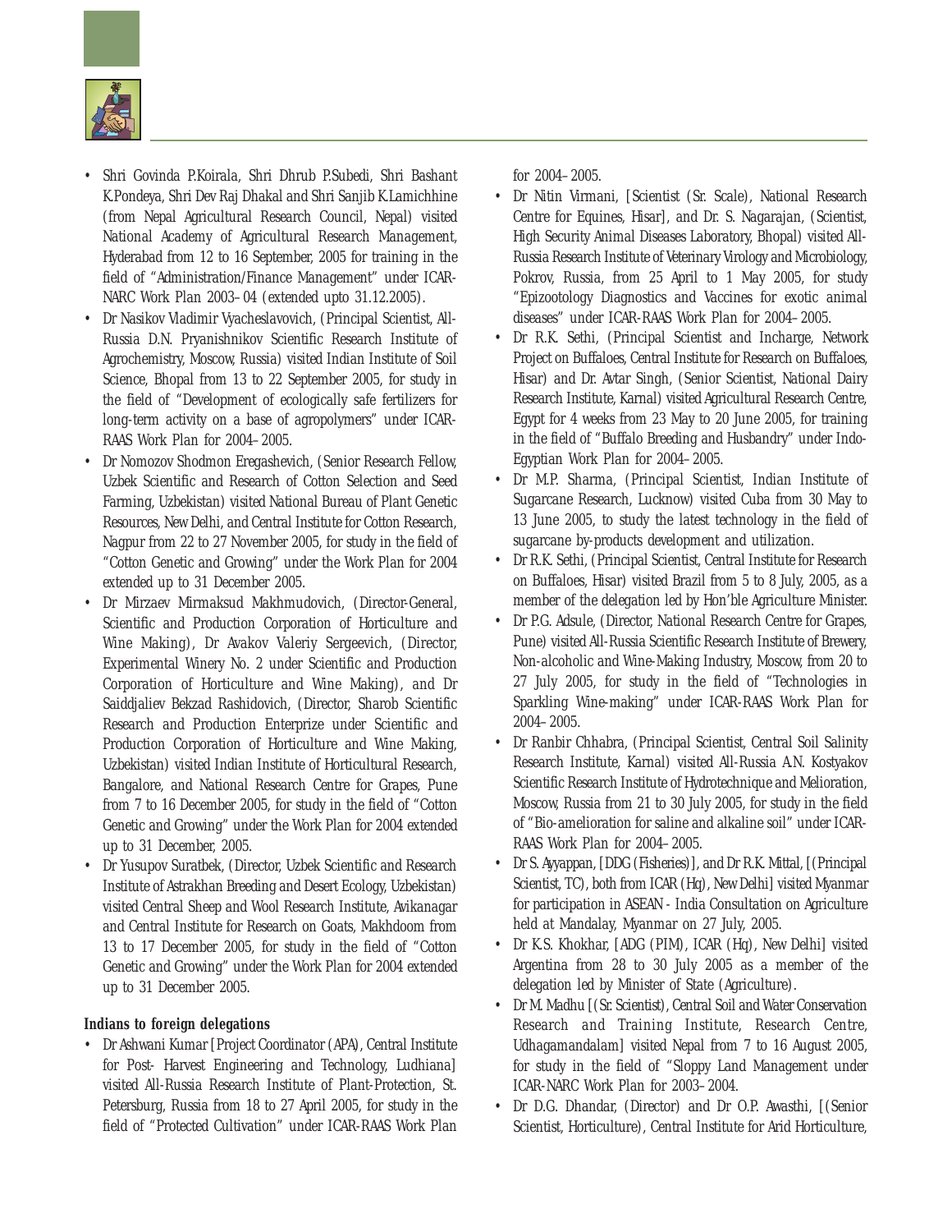- Shri Govinda P.Koirala, Shri Dhrub P.Subedi, Shri Bashant K.Pondeya, Shri Dev Raj Dhakal and Shri Sanjib K.Lamichhine (from Nepal Agricultural Research Council, Nepal) visited National Academy of Agricultural Research Management, Hyderabad from 12 to 16 September, 2005 for training in the field of "Administration/Finance Management" under ICAR-NARC Work Plan 2003–04 (extended upto 31.12.2005).
- Dr Nasikov Vladimir Vyacheslavovich, (Principal Scientist, All-Russia D.N. Pryanishnikov Scientific Research Institute of Agrochemistry, Moscow, Russia) visited Indian Institute of Soil Science, Bhopal from 13 to 22 September 2005, for study in the field of "Development of ecologically safe fertilizers for long-term activity on a base of agropolymers" under ICAR-RAAS Work Plan for 2004–2005.
- Dr Nomozov Shodmon Eregashevich, (Senior Research Fellow, Uzbek Scientific and Research of Cotton Selection and Seed Farming, Uzbekistan) visited National Bureau of Plant Genetic Resources, New Delhi, and Central Institute for Cotton Research, Nagpur from 22 to 27 November 2005, for study in the field of "Cotton Genetic and Growing" under the Work Plan for 2004 extended up to 31 December 2005.
- Dr Mirzaev Mirmaksud Makhmudovich, (Director-General, Scientific and Production Corporation of Horticulture and Wine Making), Dr Avakov Valeriy Sergeevich, (Director, Experimental Winery No. 2 under Scientific and Production Corporation of Horticulture and Wine Making), and Dr Saiddjaliev Bekzad Rashidovich, (Director, Sharob Scientific Research and Production Enterprize under Scientific and Production Corporation of Horticulture and Wine Making, Uzbekistan) visited Indian Institute of Horticultural Research, Bangalore, and National Research Centre for Grapes, Pune from 7 to 16 December 2005, for study in the field of "Cotton Genetic and Growing" under the Work Plan for 2004 extended up to 31 December, 2005.
- Dr Yusupov Suratbek, (Director, Uzbek Scientific and Research Institute of Astrakhan Breeding and Desert Ecology, Uzbekistan) visited Central Sheep and Wool Research Institute, Avikanagar and Central Institute for Research on Goats, Makhdoom from 13 to 17 December 2005, for study in the field of "Cotton Genetic and Growing" under the Work Plan for 2004 extended up to 31 December 2005.

**Indians to foreign delegations**

- Dr Ashwani Kumar [Project Coordinator (APA), Central Institute for Post- Harvest Engineering and Technology, Ludhiana] visited All-Russia Research Institute of Plant-Protection, St. Petersburg, Russia from 18 to 27 April 2005, for study in the field of "Protected Cultivation" under ICAR-RAAS Work Plan for 2004–2005.
- Dr Nitin Virmani, [Scientist (Sr. Scale), National Research Centre for Equines, Hisar], and Dr. S. Nagarajan, (Scientist, High Security Animal Diseases Laboratory, Bhopal) visited All-Russia Research Institute of Veterinary Virology and Microbiology, Pokrov, Russia, from 25 April to 1 May 2005, for study "Epizootology Diagnostics and Vaccines for exotic animal diseases" under ICAR-RAAS Work Plan for 2004–2005.
- Dr R.K. Sethi, (Principal Scientist and Incharge, Network Project on Buffaloes, Central Institute for Research on Buffaloes, Hisar) and Dr. Avtar Singh, (Senior Scientist, National Dairy Research Institute, Karnal) visited Agricultural Research Centre, Egypt for 4 weeks from 23 May to 20 June 2005, for training in the field of "Buffalo Breeding and Husbandry" under Indo-Egyptian Work Plan for 2004–2005.
- Dr M.P. Sharma, (Principal Scientist, Indian Institute of Sugarcane Research, Lucknow) visited Cuba from 30 May to 13 June 2005, to study the latest technology in the field of sugarcane by-products development and utilization.
- Dr R.K. Sethi, (Principal Scientist, Central Institute for Research on Buffaloes, Hisar) visited Brazil from 5 to 8 July, 2005, as a member of the delegation led by Hon'ble Agriculture Minister.
- Dr P.G. Adsule, (Director, National Research Centre for Grapes, Pune) visited All-Russia Scientific Research Institute of Brewery, Non-alcoholic and Wine-Making Industry, Moscow, from 20 to 27 July 2005, for study in the field of "Technologies in Sparkling Wine-making" under ICAR-RAAS Work Plan for 2004–2005.
- Dr Ranbir Chhabra, (Principal Scientist, Central Soil Salinity Research Institute, Karnal) visited All-Russia A.N. Kostyakov Scientific Research Institute of Hydrotechnique and Melioration, Moscow, Russia from 21 to 30 July 2005, for study in the field of "Bio-amelioration for saline and alkaline soil" under ICAR-RAAS Work Plan for 2004–2005.
- Dr S. Ayyappan, [DDG (Fisheries)], and Dr R.K. Mittal, [(Principal Scientist, TC), both from ICAR (Hq), New Delhi] visited Myanmar for participation in ASEAN - India Consultation on Agriculture held at Mandalay, Myanmar on 27 July, 2005.
- Dr K.S. Khokhar, [ADG (PIM), ICAR (Hq), New Delhi] visited Argentina from 28 to 30 July 2005 as a member of the delegation led by Minister of State (Agriculture).
- Dr M. Madhu [(Sr. Scientist), Central Soil and Water Conservation Research and Training Institute, Research Centre, Udhagamandalam] visited Nepal from 7 to 16 August 2005, for study in the field of "Sloppy Land Management under ICAR-NARC Work Plan for 2003–2004.
- Dr D.G. Dhandar, (Director) and Dr O.P. Awasthi, [(Senior Scientist, Horticulture), Central Institute for Arid Horticulture,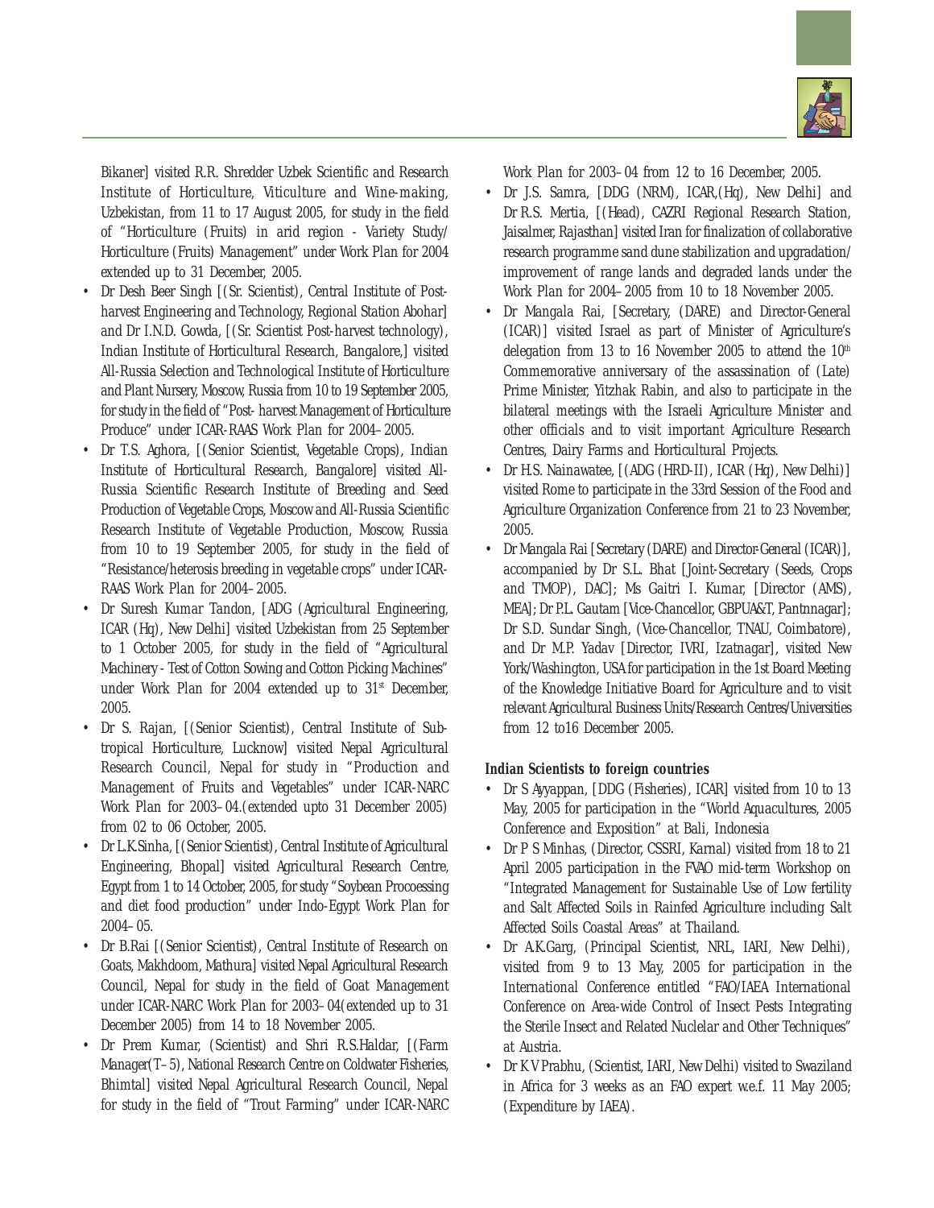Bikaner] visited R.R. Shredder Uzbek Scientific and Research Institute of Horticulture, Viticulture and Wine-making, Uzbekistan, from 11 to 17 August 2005, for study in the field of "Horticulture (Fruits) in arid region - Variety Study/ Horticulture (Fruits) Management" under Work Plan for 2004 extended up to 31 December, 2005.

- Dr Desh Beer Singh [(Sr. Scientist), Central Institute of Post-harvest Engineering and Technology, Regional Station Abohar] and Dr I.N.D. Gowda, [(Sr. Scientist Post-harvest technology), Indian Institute of Horticultural Research, Bangalore,] visited All-Russia Selection and Technological Institute of Horticulture and Plant Nursery, Moscow, Russia from 10 to 19 September 2005, for study in the field of "Post- harvest Management of Horticulture Produce" under ICAR-RAAS Work Plan for 2004–2005.
- Dr T.S. Aghora, [(Senior Scientist, Vegetable Crops), Indian Institute of Horticultural Research, Bangalore] visited All-Russia Scientific Research Institute of Breeding and Seed Production of Vegetable Crops, Moscow and All-Russia Scientific Research Institute of Vegetable Production, Moscow, Russia from 10 to 19 September 2005, for study in the field of "Resistance/heterosis breeding in vegetable crops" under ICAR-RAAS Work Plan for 2004–2005.
- Dr Suresh Kumar Tandon, [ADG (Agricultural Engineering, ICAR (Hq), New Delhi] visited Uzbekistan from 25 September to 1 October 2005, for study in the field of "Agricultural Machinery - Test of Cotton Sowing and Cotton Picking Machines" under Work Plan for 2004 extended up to 31st December, 2005.
- Dr S. Rajan, [(Senior Scientist), Central Institute of Sub-tropical Horticulture, Lucknow] visited Nepal Agricultural Research Council, Nepal for study in "Production and Management of Fruits and Vegetables" under ICAR-NARC Work Plan for 2003–04.(extended upto 31 December 2005) from 02 to 06 October, 2005.
- Dr L.K.Sinha, [(Senior Scientist), Central Institute of Agricultural Engineering, Bhopal] visited Agricultural Research Centre, Egypt from 1 to 14 October, 2005, for study "Soybean Procoessing and diet food production" under Indo-Egypt Work Plan for 2004–05.
- Dr B.Rai [(Senior Scientist), Central Institute of Research on Goats, Makhdoom, Mathura] visited Nepal Agricultural Research Council, Nepal for study in the field of Goat Management under ICAR-NARC Work Plan for 2003–04(extended up to 31 December 2005) from 14 to 18 November 2005.
- Dr Prem Kumar, (Scientist) and Shri R.S.Haldar, [(Farm Manager(T–5), National Research Centre on Coldwater Fisheries, Bhimtal] visited Nepal Agricultural Research Council, Nepal for study in the field of "Trout Farming" under ICAR-NARC Work Plan for 2003–04 from 12 to 16 December, 2005.
- Dr J.S. Samra, [DDG (NRM), ICAR,(Hq), New Delhi] and Dr R.S. Mertia, [(Head), CAZRI Regional Research Station, Jaisalmer, Rajasthan] visited Iran for finalization of collaborative research programme sand dune stabilization and upgradation/ improvement of range lands and degraded lands under the Work Plan for 2004–2005 from 10 to 18 November 2005.
- Dr Mangala Rai, [Secretary, (DARE) and Director-General (ICAR)] visited Israel as part of Minister of Agriculture's delegation from 13 to 16 November 2005 to attend the 10th Commemorative anniversary of the assassination of (Late) Prime Minister, Yitzhak Rabin, and also to participate in the bilateral meetings with the Israeli Agriculture Minister and other officials and to visit important Agriculture Research Centres, Dairy Farms and Horticultural Projects.
- Dr H.S. Nainawatee, [(ADG (HRD-II), ICAR (Hq), New Delhi)] visited Rome to participate in the 33rd Session of the Food and Agriculture Organization Conference from 21 to 23 November, 2005.
- Dr Mangala Rai [Secretary (DARE) and Director-General (ICAR)], accompanied by Dr S.L. Bhat [Joint-Secretary (Seeds, Crops and TMOP), DAC]; Ms Gaitri I. Kumar, [Director (AMS), MEA]; Dr P.L. Gautam [Vice-Chancellor, GBPUA&T, Pantnnagar]; Dr S.D. Sundar Singh, (Vice-Chancellor, TNAU, Coimbatore), and Dr M.P. Yadav [Director, IVRI, Izatnagar], visited New York/Washington, USA for participation in the 1st Board Meeting of the Knowledge Initiative Board for Agriculture and to visit relevant Agricultural Business Units/Research Centres/Universities from 12 to16 December 2005.

**Indian Scientists to foreign countries**

- Dr S Ayyappan, [DDG (Fisheries), ICAR] visited from 10 to 13 May, 2005 for participation in the "World Aquacultures, 2005 Conference and Exposition" at Bali, Indonesia
- Dr P S Minhas, (Director, CSSRI, Karnal) visited from 18 to 21 April 2005 participation in the FVAO mid-term Workshop on "Integrated Management for Sustainable Use of Low fertility and Salt Affected Soils in Rainfed Agriculture including Salt Affected Soils Coastal Areas" at Thailand.
- Dr A.K.Garg, (Principal Scientist, NRL, IARI, New Delhi), visited from 9 to 13 May, 2005 for participation in the International Conference entitled "FAO/IAEA International Conference on Area-wide Control of Insect Pests Integrating the Sterile Insect and Related Nuclelar and Other Techniques" at Austria.
- Dr K V Prabhu, (Scientist, IARI, New Delhi) visited to Swaziland in Africa for 3 weeks as an FAO expert w.e.f. 11 May 2005; (Expenditure by IAEA).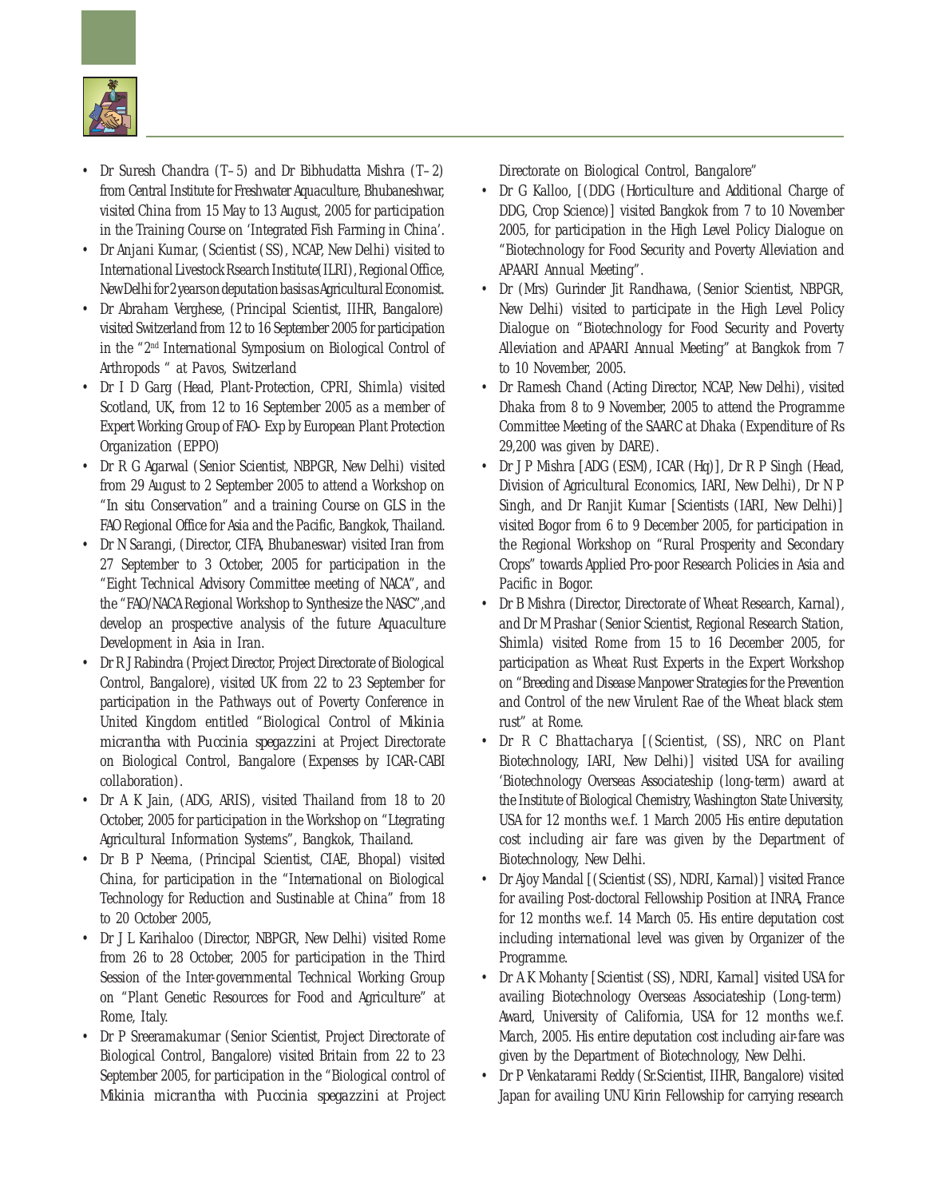- Dr Suresh Chandra (T–5) and Dr Bibhudatta Mishra (T–2) from Central Institute for Freshwater Aquaculture, Bhubaneshwar, visited China from 15 May to 13 August, 2005 for participation in the Training Course on 'Integrated Fish Farming in China'.
- Dr Anjani Kumar, (Scientist (SS), NCAP, New Delhi) visited to International Livestock Rsearch Institute(ILRI), Regional Office, New Delhi for 2 years on deputation basis as Agricultural Economist.
- Dr Abraham Verghese, (Principal Scientist, IIHR, Bangalore) visited Switzerland from 12 to 16 September 2005 for participation in the "2nd International Symposium on Biological Control of Arthropods " at Pavos, Switzerland
- Dr I D Garg (Head, Plant-Protection, CPRI, Shimla) visited Scotland, UK, from 12 to 16 September 2005 as a member of Expert Working Group of FAO- Exp by European Plant Protection Organization (EPPO)
- Dr R G Agarwal (Senior Scientist, NBPGR, New Delhi) visited from 29 August to 2 September 2005 to attend a Workshop on "In situ Conservation" and a training Course on GLS in the FAO Regional Office for Asia and the Pacific, Bangkok, Thailand.
- Dr N Sarangi, (Director, CIFA, Bhubaneswar) visited Iran from 27 September to 3 October, 2005 for participation in the "Eight Technical Advisory Committee meeting of NACA", and the "FAO/NACA Regional Workshop to Synthesize the NASC",and develop an prospective analysis of the future Aquaculture Development in Asia in Iran.
- Dr R J Rabindra (Project Director, Project Directorate of Biological Control, Bangalore), visited UK from 22 to 23 September for participation in the Pathways out of Poverty Conference in United Kingdom entitled "Biological Control of *Mikinia micrantha* with *Puccinia spegazzini* at Project Directorate on Biological Control, Bangalore (Expenses by ICAR-CABI collaboration).
- Dr A K Jain, (ADG, ARIS), visited Thailand from 18 to 20 October, 2005 for participation in the Workshop on "Ltegrating Agricultural Information Systems", Bangkok, Thailand.
- Dr B P Neema, (Principal Scientist, CIAE, Bhopal) visited China, for participation in the "International on Biological Technology for Reduction and Sustainable at China" from 18 to 20 October 2005,
- Dr J L Karihaloo (Director, NBPGR, New Delhi) visited Rome from 26 to 28 October, 2005 for participation in the Third Session of the Inter-governmental Technical Working Group on "Plant Genetic Resources for Food and Agriculture" at Rome, Italy.
- Dr P Sreeramakumar (Senior Scientist, Project Directorate of Biological Control, Bangalore) visited Britain from 22 to 23 September 2005, for participation in the "Biological control of *Mikinia micrantha* with *Puccinia spegazzini* at Project Directorate on Biological Control, Bangalore"
- Dr G Kalloo, [(DDG (Horticulture and Additional Charge of DDG, Crop Science)] visited Bangkok from 7 to 10 November 2005, for participation in the High Level Policy Dialogue on "Biotechnology for Food Security and Poverty Alleviation and APAARI Annual Meeting".
- Dr (Mrs) Gurinder Jit Randhawa, (Senior Scientist, NBPGR, New Delhi) visited to participate in the High Level Policy Dialogue on "Biotechnology for Food Security and Poverty Alleviation and APAARI Annual Meeting" at Bangkok from 7 to 10 November, 2005.
- Dr Ramesh Chand (Acting Director, NCAP, New Delhi), visited Dhaka from 8 to 9 November, 2005 to attend the Programme Committee Meeting of the SAARC at Dhaka (Expenditure of Rs 29,200 was given by DARE).
- Dr J P Mishra [ADG (ESM), ICAR (Hq)], Dr R P Singh (Head, Division of Agricultural Economics, IARI, New Delhi), Dr N P Singh, and Dr Ranjit Kumar [Scientists (IARI, New Delhi)] visited Bogor from 6 to 9 December 2005, for participation in the Regional Workshop on "Rural Prosperity and Secondary Crops" towards Applied Pro-poor Research Policies in Asia and Pacific in Bogor.
- Dr B Mishra (Director, Directorate of Wheat Research, Karnal), and Dr M Prashar (Senior Scientist, Regional Research Station, Shimla) visited Rome from 15 to 16 December 2005, for participation as Wheat Rust Experts in the Expert Workshop on "Breeding and Disease Manpower Strategies for the Prevention and Control of the new Virulent Rae of the Wheat black stem rust" at Rome.
- Dr R C Bhattacharya [(Scientist, (SS), NRC on Plant Biotechnology, IARI, New Delhi)] visited USA for availing 'Biotechnology Overseas Associateship (long-term) award at the Institute of Biological Chemistry, Washington State University, USA for 12 months w.e.f. 1 March 2005 His entire deputation cost including air fare was given by the Department of Biotechnology, New Delhi.
- Dr Ajoy Mandal [(Scientist (SS), NDRI, Karnal)] visited France for availing Post-doctoral Fellowship Position at INRA, France for 12 months w.e.f. 14 March 05. His entire deputation cost including international level was given by Organizer of the Programme.
- Dr A K Mohanty [Scientist (SS), NDRI, Karnal] visited USA for availing Biotechnology Overseas Associateship (Long-term) Award, University of California, USA for 12 months w.e.f. March, 2005. His entire deputation cost including air-fare was given by the Department of Biotechnology, New Delhi.
- Dr P Venkatarami Reddy (Sr.Scientist, IIHR, Bangalore) visited Japan for availing UNU Kirin Fellowship for carrying research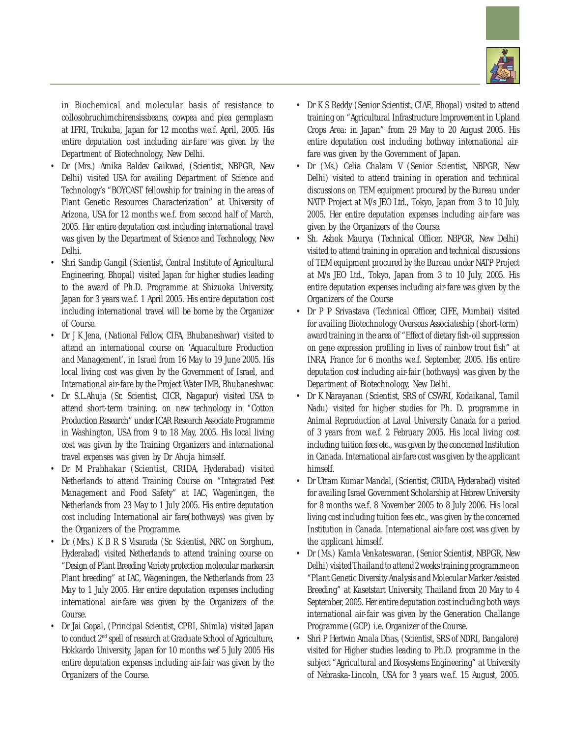in Biochemical and molecular basis of resistance to collosobruchimchirensissbeans, cowpea and piea germplasm at IFRI, Trukuba, Japan for 12 months w.e.f. April, 2005. His entire deputation cost including air-fare was given by the Department of Biotechnology, New Delhi.

- Dr (Mrs.) Amika Baldev Gaikwad, (Scientist, NBPGR, New Delhi) visited USA for availing Department of Science and Technology's "BOYCAST fellowship for training in the areas of Plant Genetic Resources Characterization" at University of Arizona, USA for 12 months w.e.f. from second half of March, 2005. Her entire deputation cost including international travel was given by the Department of Science and Technology, New Delhi.
- Shri Sandip Gangil (Scientist, Central Institute of Agricultural Engineering, Bhopal) visited Japan for higher studies leading to the award of Ph.D. Programme at Shizuoka University, Japan for 3 years w.e.f. 1 April 2005. His entire deputation cost including international travel will be borne by the Organizer of Course.
- Dr J K Jena, (National Fellow, CIFA, Bhubaneshwar) visited to attend an international course on 'Aquaculture Production and Management', in Israel from 16 May to 19 June 2005. His local living cost was given by the Government of Israel, and International air-fare by the Project Water IMB, Bhubaneshwar.
- Dr S.L.Ahuja (Sr. Scientist, CICR, Nagapur) visited USA to attend short-term training. on new technology in "Cotton Production Research" under ICAR Research Associate Programme in Washington, USA from 9 to 18 May, 2005. His local living cost was given by the Training Organizers and international travel expenses was given by Dr Ahuja himself.
- Dr M Prabhakar (Scientist, CRIDA, Hyderabad) visited Netherlands to attend Training Course on "Integrated Pest Management and Food Safety" at IAC, Wageningen, the Netherlands from 23 May to 1 July 2005. His entire deputation cost including International air fare(bothways) was given by the Organizers of the Programme.
- Dr (Mrs.) K B R S Visarada (Sr. Scientist, NRC on Sorghum, Hyderabad) visited Netherlands to attend training course on "Design of Plant Breeding Variety protection molecular markersin Plant breeding" at IAC, Wageningen, the Netherlands from 23 May to 1 July 2005. Her entire deputation expenses including international air-fare was given by the Organizers of the Course.
- Dr Jai Gopal, (Principal Scientist, CPRI, Shimla) visited Japan to conduct 2nd spell of research at Graduate School of Agriculture, Hokkardo University, Japan for 10 months wef 5 July 2005 His entire deputation expenses including air-fair was given by the Organizers of the Course.
- Dr K S Reddy (Senior Scientist, CIAE, Bhopal) visited to attend training on "Agricultural Infrastructure Improvement in Upland Crops Area: in Japan" from 29 May to 20 August 2005. His entire deputation cost including bothway international air-fare was given by the Government of Japan.
- Dr (Ms.) Celia Chalam V (Senior Scientist, NBPGR, New Delhi) visited to attend training in operation and technical discussions on TEM equipment procured by the Bureau under NATP Project at M/s JEO Ltd., Tokyo, Japan from 3 to 10 July, 2005. Her entire deputation expenses including air-fare was given by the Organizers of the Course.
- Sh. Ashok Maurya (Technical Officer, NBPGR, New Delhi) visited to attend training in operation and technical discussions of TEM equipment procured by the Bureau under NATP Project at M/s JEO Ltd., Tokyo, Japan from 3 to 10 July, 2005. His entire deputation expenses including air-fare was given by the Organizers of the Course
- Dr P P Srivastava (Technical Officer, CIFE, Mumbai) visited for availing Biotechnology Overseas Associateship (short-term) award training in the area of "Effect of dietary fish-oil suppression on gene expression profiling in lives of rainbow trout fish" at INRA, France for 6 months w.e.f. September, 2005. His entire deputation cost including air-fair (bothways) was given by the Department of Biotechnology, New Delhi.
- Dr K Narayanan (Scientist, SRS of CSWRI, Kodaikanal, Tamil Nadu) visited for higher studies for Ph. D. programme in Animal Reproduction at Laval University Canada for a period of 3 years from w.e.f. 2 February 2005. His local living cost including tuition fees etc., was given by the concerned Institution in Canada. International air-fare cost was given by the applicant himself.
- Dr Uttam Kumar Mandal, (Scientist, CRIDA, Hyderabad) visited for availing Israel Government Scholarship at Hebrew University for 8 months w.e.f. 8 November 2005 to 8 July 2006. His local living cost including tuition fees etc., was given by the concerned Institution in Canada. International air-fare cost was given by the applicant himself.
- Dr (Ms.) Kamla Venkateswaran, (Senior Scientist, NBPGR, New Delhi) visited Thailand to attend 2 weeks training programme on "Plant Genetic Diversity Analysis and Molecular Marker Assisted Breeding" at Kasetstart University, Thailand from 20 May to 4 September, 2005. Her entire deputation cost including both ways international air-fair was given by the Generation Challange Programme (GCP) i.e. Organizer of the Course.
- Shri P Hertwin Amala Dhas, (Scientist, SRS of NDRI, Bangalore) visited for Higher studies leading to Ph.D. programme in the subject "Agricultural and Biosystems Engineering" at University of Nebraska-Lincoln, USA for 3 years w.e.f. 15 August, 2005.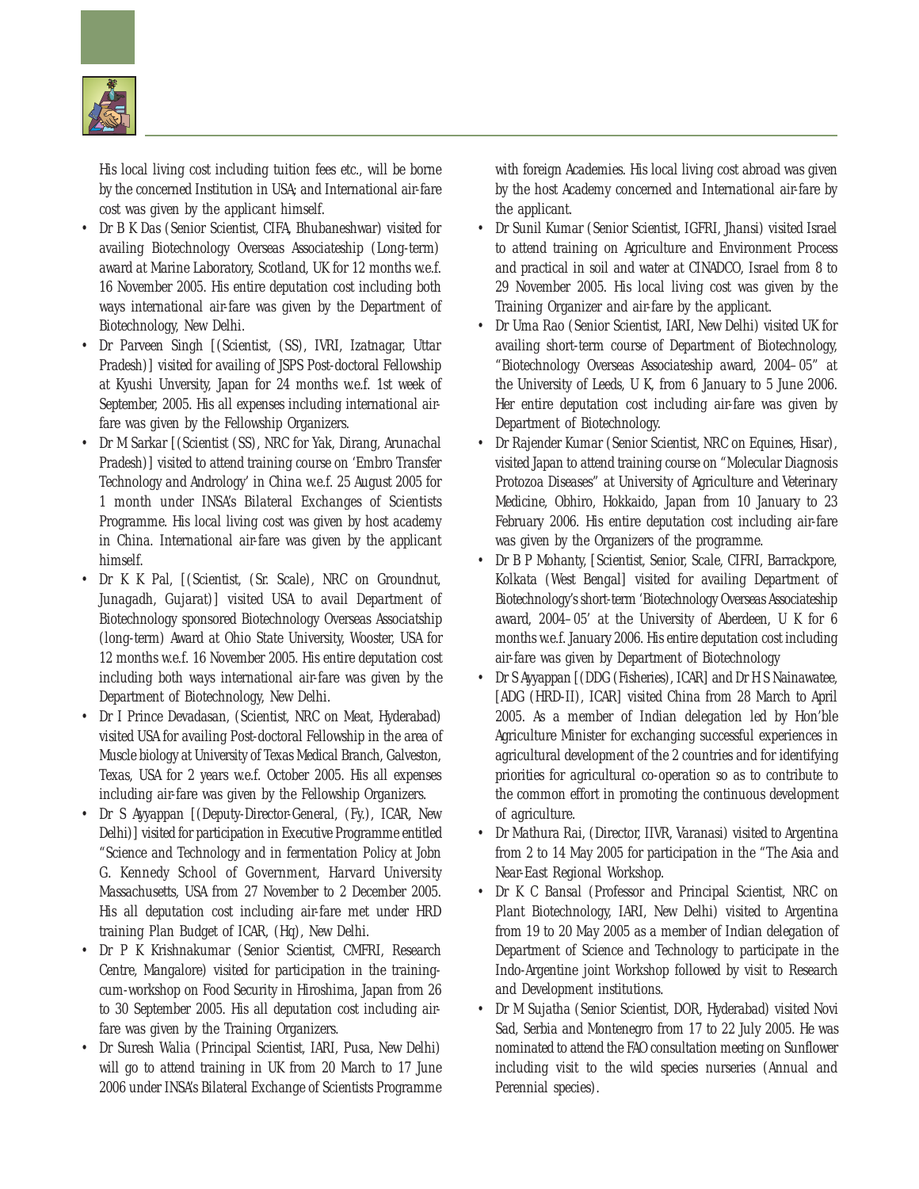His local living cost including tuition fees etc., will be borne by the concerned Institution in USA; and International air-fare cost was given by the applicant himself.

- Dr B K Das (Senior Scientist, CIFA, Bhubaneshwar) visited for availing Biotechnology Overseas Associateship (Long-term) award at Marine Laboratory, Scotland, UK for 12 months w.e.f. 16 November 2005. His entire deputation cost including both ways international air-fare was given by the Department of Biotechnology, New Delhi.
- Dr Parveen Singh [(Scientist, (SS), IVRI, Izatnagar, Uttar Pradesh)] visited for availing of JSPS Post-doctoral Fellowship at Kyushi Unversity, Japan for 24 months w.e.f. 1st week of September, 2005. His all expenses including international air-fare was given by the Fellowship Organizers.
- Dr M Sarkar [(Scientist (SS), NRC for Yak, Dirang, Arunachal Pradesh)] visited to attend training course on 'Embro Transfer Technology and Andrology' in China w.e.f. 25 August 2005 for 1 month under INSA's Bilateral Exchanges of Scientists Programme. His local living cost was given by host academy in China. International air-fare was given by the applicant himself.
- Dr K K Pal, [(Scientist, (Sr. Scale), NRC on Groundnut, Junagadh, Gujarat)] visited USA to avail Department of Biotechnology sponsored Biotechnology Overseas Associatship (long-term) Award at Ohio State University, Wooster, USA for 12 months w.e.f. 16 November 2005. His entire deputation cost including both ways international air-fare was given by the Department of Biotechnology, New Delhi.
- Dr I Prince Devadasan, (Scientist, NRC on Meat, Hyderabad) visited USA for availing Post-doctoral Fellowship in the area of Muscle biology at University of Texas Medical Branch, Galveston, Texas, USA for 2 years w.e.f. October 2005. His all expenses including air-fare was given by the Fellowship Organizers.
- Dr S Ayyappan [(Deputy-Director-General, (Fy.), ICAR, New Delhi)] visited for participation in Executive Programme entitled "Science and Technology and in fermentation Policy at Jobn G. Kennedy School of Government, Harvard University Massachusetts, USA from 27 November to 2 December 2005. His all deputation cost including air-fare met under HRD training Plan Budget of ICAR, (Hq), New Delhi.
- Dr P K Krishnakumar (Senior Scientist, CMFRI, Research Centre, Mangalore) visited for participation in the training-cum-workshop on Food Security in Hiroshima, Japan from 26 to 30 September 2005. His all deputation cost including air-fare was given by the Training Organizers.
- Dr Suresh Walia (Principal Scientist, IARI, Pusa, New Delhi) will go to attend training in UK from 20 March to 17 June 2006 under INSA's Bilateral Exchange of Scientists Programme with foreign Academies. His local living cost abroad was given by the host Academy concerned and International air-fare by the applicant.
- Dr Sunil Kumar (Senior Scientist, IGFRI, Jhansi) visited Israel to attend training on Agriculture and Environment Process and practical in soil and water at CINADCO, Israel from 8 to 29 November 2005. His local living cost was given by the Training Organizer and air-fare by the applicant.
- Dr Uma Rao (Senior Scientist, IARI, New Delhi) visited UK for availing short-term course of Department of Biotechnology, "Biotechnology Overseas Associateship award, 2004–05" at the University of Leeds, U K, from 6 January to 5 June 2006. Her entire deputation cost including air-fare was given by Department of Biotechnology.
- Dr Rajender Kumar (Senior Scientist, NRC on Equines, Hisar), visited Japan to attend training course on "Molecular Diagnosis Protozoa Diseases" at University of Agriculture and Veterinary Medicine, Obhiro, Hokkaido, Japan from 10 January to 23 February 2006. His entire deputation cost including air-fare was given by the Organizers of the programme.
- Dr B P Mohanty, [Scientist, Senior, Scale, CIFRI, Barrackpore, Kolkata (West Bengal] visited for availing Department of Biotechnology's short-term 'Biotechnology Overseas Associateship award, 2004–05' at the University of Aberdeen, U K for 6 months w.e.f. January 2006. His entire deputation cost including air-fare was given by Department of Biotechnology
- Dr S Ayyappan [(DDG (Fisheries), ICAR] and Dr H S Nainawatee, [ADG (HRD-II), ICAR] visited China from 28 March to April 2005. As a member of Indian delegation led by Hon'ble Agriculture Minister for exchanging successful experiences in agricultural development of the 2 countries and for identifying priorities for agricultural co-operation so as to contribute to the common effort in promoting the continuous development of agriculture.
- Dr Mathura Rai, (Director, IIVR, Varanasi) visited to Argentina from 2 to 14 May 2005 for participation in the "The Asia and Near-East Regional Workshop.
- Dr K C Bansal (Professor and Principal Scientist, NRC on Plant Biotechnology, IARI, New Delhi) visited to Argentina from 19 to 20 May 2005 as a member of Indian delegation of Department of Science and Technology to participate in the Indo-Argentine joint Workshop followed by visit to Research and Development institutions.
- Dr M Sujatha (Senior Scientist, DOR, Hyderabad) visited Novi Sad, Serbia and Montenegro from 17 to 22 July 2005. He was nominated to attend the FAO consultation meeting on Sunflower including visit to the wild species nurseries (Annual and Perennial species).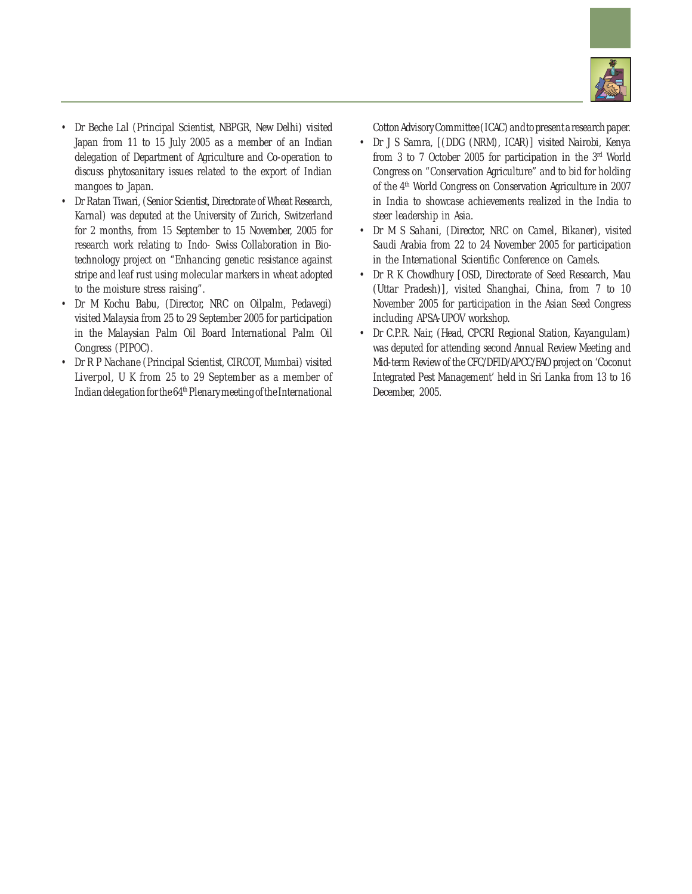- Dr Beche Lal (Principal Scientist, NBPGR, New Delhi) visited Japan from 11 to 15 July 2005 as a member of an Indian delegation of Department of Agriculture and Co-operation to discuss phytosanitary issues related to the export of Indian mangoes to Japan.
- Dr Ratan Tiwari, (Senior Scientist, Directorate of Wheat Research, Karnal) was deputed at the University of Zurich, Switzerland for 2 months, from 15 September to 15 November, 2005 for research work relating to Indo- Swiss Collaboration in Bio-technology project on "Enhancing genetic resistance against stripe and leaf rust using molecular markers in wheat adopted to the moisture stress raising".
- Dr M Kochu Babu, (Director, NRC on Oilpalm, Pedavegi) visited Malaysia from 25 to 29 September 2005 for participation in the Malaysian Palm Oil Board International Palm Oil Congress (PIPOC).
- Dr R P Nachane (Principal Scientist, CIRCOT, Mumbai) visited Liverpol, U K from 25 to 29 September as a member of Indian delegation for the 64th Plenary meeting of the International Cotton Advisory Committee (ICAC) and to present a research paper.
- Dr J S Samra, [(DDG (NRM), ICAR)] visited Nairobi, Kenya from 3 to 7 October 2005 for participation in the 3rd World Congress on "Conservation Agriculture" and to bid for holding of the 4th World Congress on Conservation Agriculture in 2007 in India to showcase achievements realized in the India to steer leadership in Asia.
- Dr M S Sahani, (Director, NRC on Camel, Bikaner), visited Saudi Arabia from 22 to 24 November 2005 for participation in the International Scientific Conference on Camels.
- Dr R K Chowdhury [OSD, Directorate of Seed Research, Mau (Uttar Pradesh)], visited Shanghai, China, from 7 to 10 November 2005 for participation in the Asian Seed Congress including APSA-UPOV workshop.
- Dr C.P.R. Nair, (Head, CPCRI Regional Station, Kayangulam) was deputed for attending second Annual Review Meeting and Mid-term Review of the CFC/DFID/APCC/FAO project on 'Coconut Integrated Pest Management' held in Sri Lanka from 13 to 16 December, 2005.